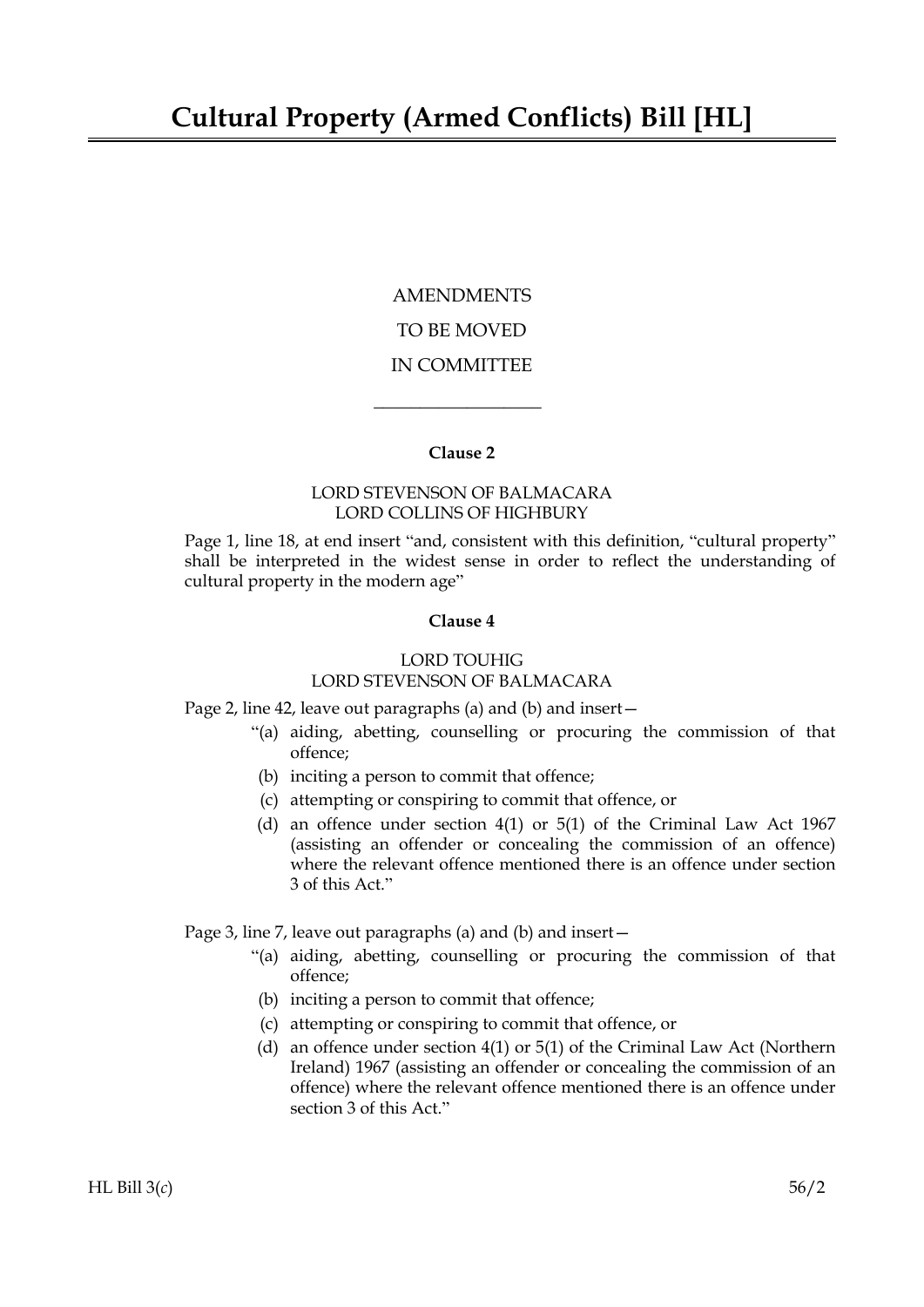# Cultural Property (Armed Conflicts) Bill [HL]

AMENDMENTS

TO BE MOVED

IN COMMITTEE

---

**Clause 2**

LORD STEVENSON OF BALMACARA
LORD COLLINS OF HIGHBURY

Page 1, line 18, at end insert "and, consistent with this definition, "cultural property" shall be interpreted in the widest sense in order to reflect the understanding of cultural property in the modern age"

**Clause 4**

LORD TOUHIG
LORD STEVENSON OF BALMACARA

Page 2, line 42, leave out paragraphs (a) and (b) and insert—

> "(a) aiding, abetting, counselling or procuring the commission of that offence;
>
> (b) inciting a person to commit that offence;
>
> (c) attempting or conspiring to commit that offence, or
>
> (d) an offence under section 4(1) or 5(1) of the Criminal Law Act 1967 (assisting an offender or concealing the commission of an offence) where the relevant offence mentioned there is an offence under section 3 of this Act."

Page 3, line 7, leave out paragraphs (a) and (b) and insert—

> "(a) aiding, abetting, counselling or procuring the commission of that offence;
>
> (b) inciting a person to commit that offence;
>
> (c) attempting or conspiring to commit that offence, or
>
> (d) an offence under section 4(1) or 5(1) of the Criminal Law Act (Northern Ireland) 1967 (assisting an offender or concealing the commission of an offence) where the relevant offence mentioned there is an offence under section 3 of this Act."

HL Bill 3(*c*) 56/2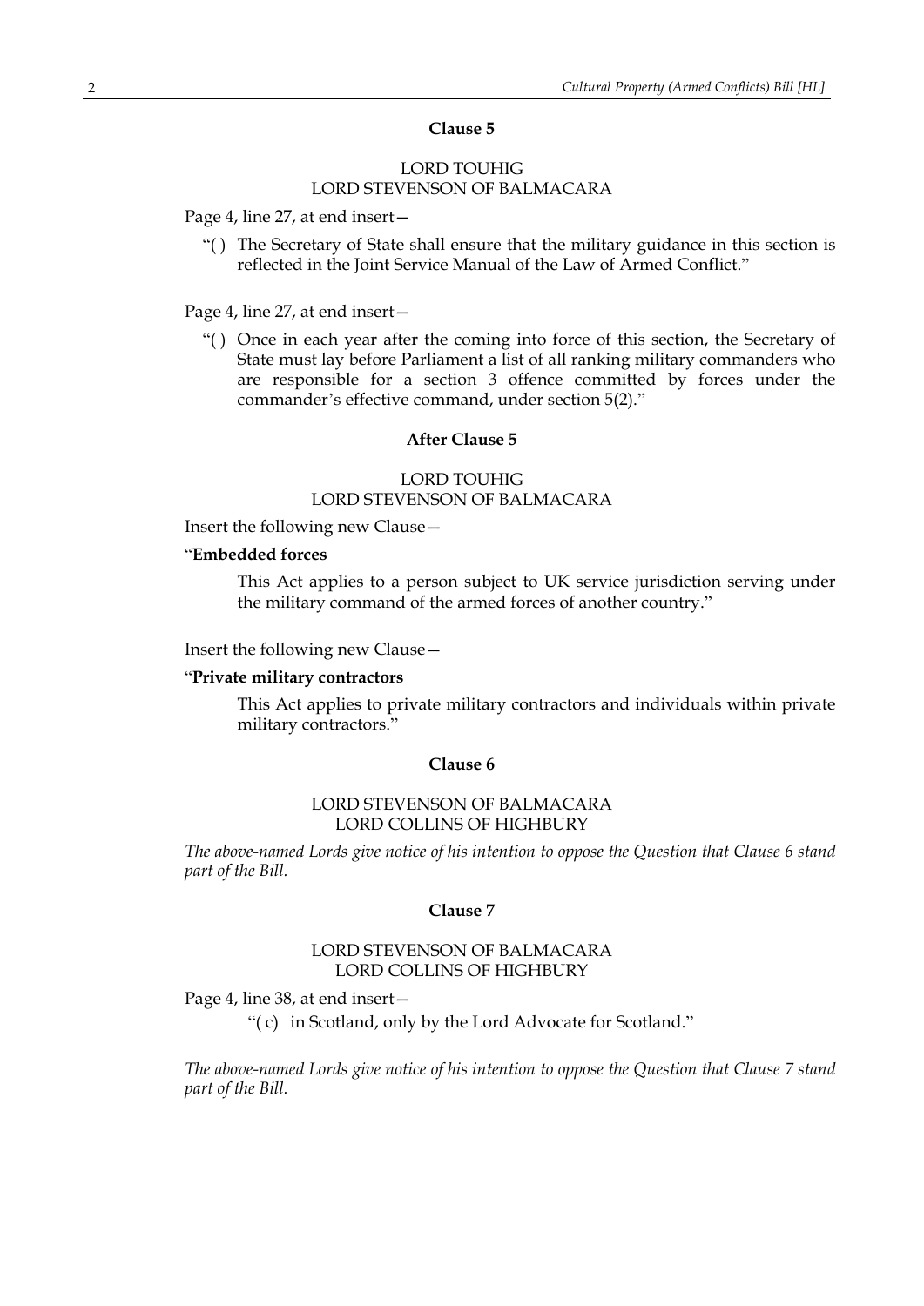### Clause 5

LORD TOUHIG
LORD STEVENSON OF BALMACARA

Page 4, line 27, at end insert—

"( ) The Secretary of State shall ensure that the military guidance in this section is reflected in the Joint Service Manual of the Law of Armed Conflict."

Page 4, line 27, at end insert—

"( ) Once in each year after the coming into force of this section, the Secretary of State must lay before Parliament a list of all ranking military commanders who are responsible for a section 3 offence committed by forces under the commander's effective command, under section 5(2)."

### After Clause 5

LORD TOUHIG
LORD STEVENSON OF BALMACARA

Insert the following new Clause—

"**Embedded forces**

This Act applies to a person subject to UK service jurisdiction serving under the military command of the armed forces of another country."

Insert the following new Clause—

"**Private military contractors**

This Act applies to private military contractors and individuals within private military contractors."

### Clause 6

LORD STEVENSON OF BALMACARA
LORD COLLINS OF HIGHBURY

*The above-named Lords give notice of his intention to oppose the Question that Clause 6 stand part of the Bill.*

### Clause 7

LORD STEVENSON OF BALMACARA
LORD COLLINS OF HIGHBURY

Page 4, line 38, at end insert—

"( c) in Scotland, only by the Lord Advocate for Scotland."

*The above-named Lords give notice of his intention to oppose the Question that Clause 7 stand part of the Bill.*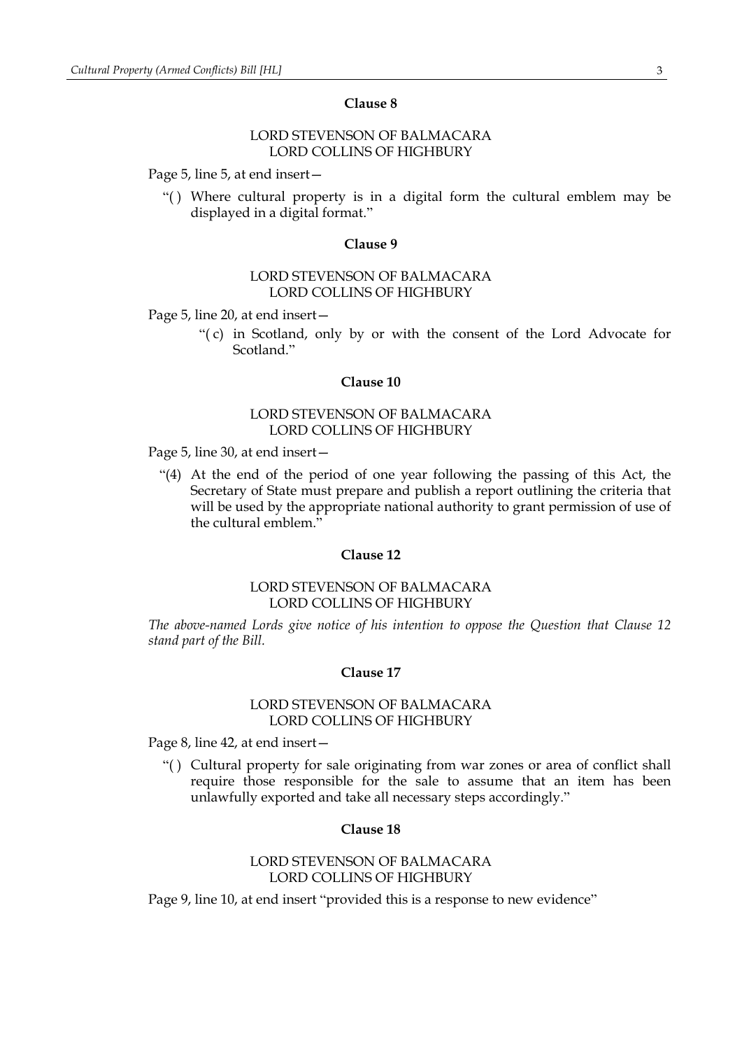### Clause 8

LORD STEVENSON OF BALMACARA
LORD COLLINS OF HIGHBURY

Page 5, line 5, at end insert—

"( ) Where cultural property is in a digital form the cultural emblem may be displayed in a digital format."

### Clause 9

LORD STEVENSON OF BALMACARA
LORD COLLINS OF HIGHBURY

Page 5, line 20, at end insert—

"( c) in Scotland, only by or with the consent of the Lord Advocate for Scotland."

### Clause 10

LORD STEVENSON OF BALMACARA
LORD COLLINS OF HIGHBURY

Page 5, line 30, at end insert—

"(4) At the end of the period of one year following the passing of this Act, the Secretary of State must prepare and publish a report outlining the criteria that will be used by the appropriate national authority to grant permission of use of the cultural emblem."

### Clause 12

LORD STEVENSON OF BALMACARA
LORD COLLINS OF HIGHBURY

*The above-named Lords give notice of his intention to oppose the Question that Clause 12 stand part of the Bill.*

### Clause 17

LORD STEVENSON OF BALMACARA
LORD COLLINS OF HIGHBURY

Page 8, line 42, at end insert—

"( ) Cultural property for sale originating from war zones or area of conflict shall require those responsible for the sale to assume that an item has been unlawfully exported and take all necessary steps accordingly."

### Clause 18

LORD STEVENSON OF BALMACARA
LORD COLLINS OF HIGHBURY

Page 9, line 10, at end insert "provided this is a response to new evidence"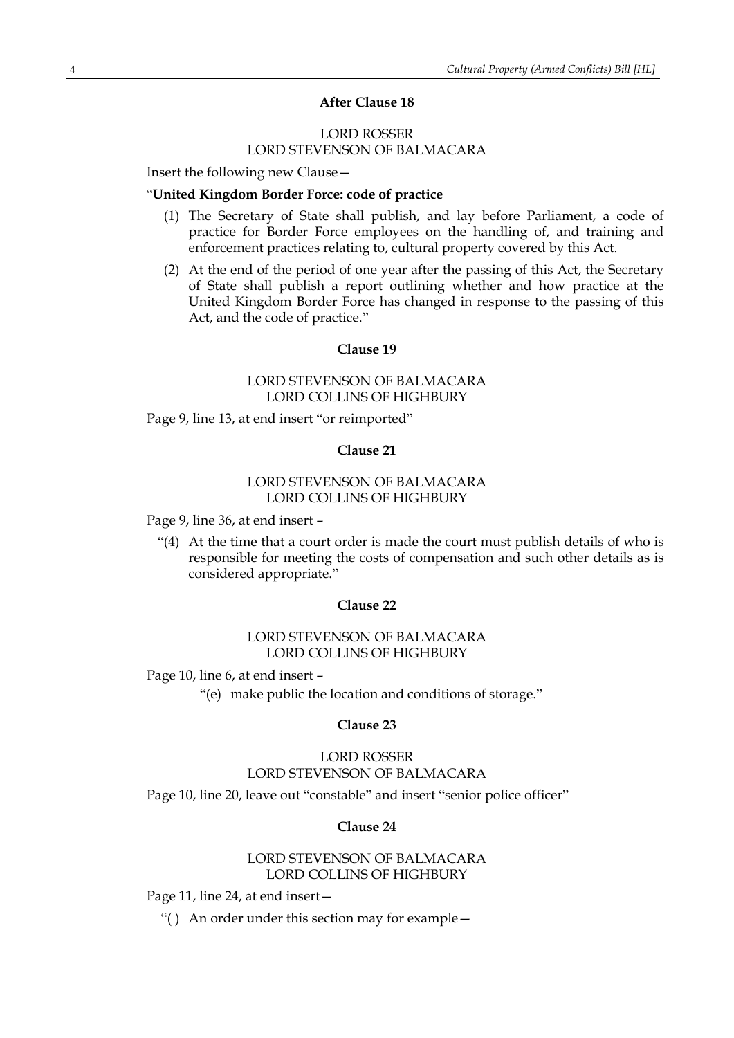**After Clause 18**

LORD ROSSER
LORD STEVENSON OF BALMACARA

Insert the following new Clause—

"**United Kingdom Border Force: code of practice**

(1) The Secretary of State shall publish, and lay before Parliament, a code of practice for Border Force employees on the handling of, and training and enforcement practices relating to, cultural property covered by this Act.

(2) At the end of the period of one year after the passing of this Act, the Secretary of State shall publish a report outlining whether and how practice at the United Kingdom Border Force has changed in response to the passing of this Act, and the code of practice."

**Clause 19**

LORD STEVENSON OF BALMACARA
LORD COLLINS OF HIGHBURY

Page 9, line 13, at end insert "or reimported"

**Clause 21**

LORD STEVENSON OF BALMACARA
LORD COLLINS OF HIGHBURY

Page 9, line 36, at end insert –

"(4) At the time that a court order is made the court must publish details of who is responsible for meeting the costs of compensation and such other details as is considered appropriate."

**Clause 22**

LORD STEVENSON OF BALMACARA
LORD COLLINS OF HIGHBURY

Page 10, line 6, at end insert –

"(e) make public the location and conditions of storage."

**Clause 23**

LORD ROSSER
LORD STEVENSON OF BALMACARA

Page 10, line 20, leave out "constable" and insert "senior police officer"

**Clause 24**

LORD STEVENSON OF BALMACARA
LORD COLLINS OF HIGHBURY

Page 11, line 24, at end insert—

"( ) An order under this section may for example—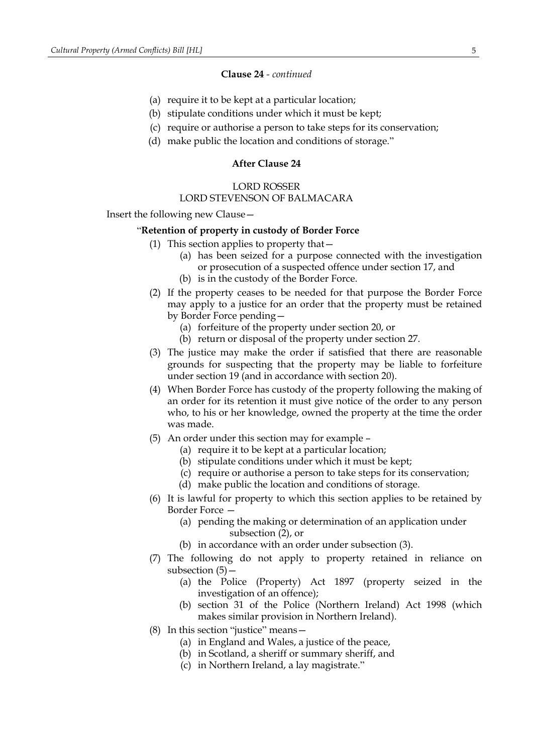**Clause 24** - *continued*

- (a) require it to be kept at a particular location;
- (b) stipulate conditions under which it must be kept;
- (c) require or authorise a person to take steps for its conservation;
- (d) make public the location and conditions of storage."

**After Clause 24**

LORD ROSSER
LORD STEVENSON OF BALMACARA

Insert the following new Clause—

"**Retention of property in custody of Border Force**

(1) This section applies to property that—

- (a) has been seized for a purpose connected with the investigation or prosecution of a suspected offence under section 17, and
- (b) is in the custody of the Border Force.

(2) If the property ceases to be needed for that purpose the Border Force may apply to a justice for an order that the property must be retained by Border Force pending—

- (a) forfeiture of the property under section 20, or
- (b) return or disposal of the property under section 27.

(3) The justice may make the order if satisfied that there are reasonable grounds for suspecting that the property may be liable to forfeiture under section 19 (and in accordance with section 20).

(4) When Border Force has custody of the property following the making of an order for its retention it must give notice of the order to any person who, to his or her knowledge, owned the property at the time the order was made.

(5) An order under this section may for example –

- (a) require it to be kept at a particular location;
- (b) stipulate conditions under which it must be kept;
- (c) require or authorise a person to take steps for its conservation;
- (d) make public the location and conditions of storage.

(6) It is lawful for property to which this section applies to be retained by Border Force —

- (a) pending the making or determination of an application under subsection (2), or
- (b) in accordance with an order under subsection (3).

(7) The following do not apply to property retained in reliance on subsection (5)—

- (a) the Police (Property) Act 1897 (property seized in the investigation of an offence);
- (b) section 31 of the Police (Northern Ireland) Act 1998 (which makes similar provision in Northern Ireland).

(8) In this section "justice" means—

- (a) in England and Wales, a justice of the peace,
- (b) in Scotland, a sheriff or summary sheriff, and
- (c) in Northern Ireland, a lay magistrate."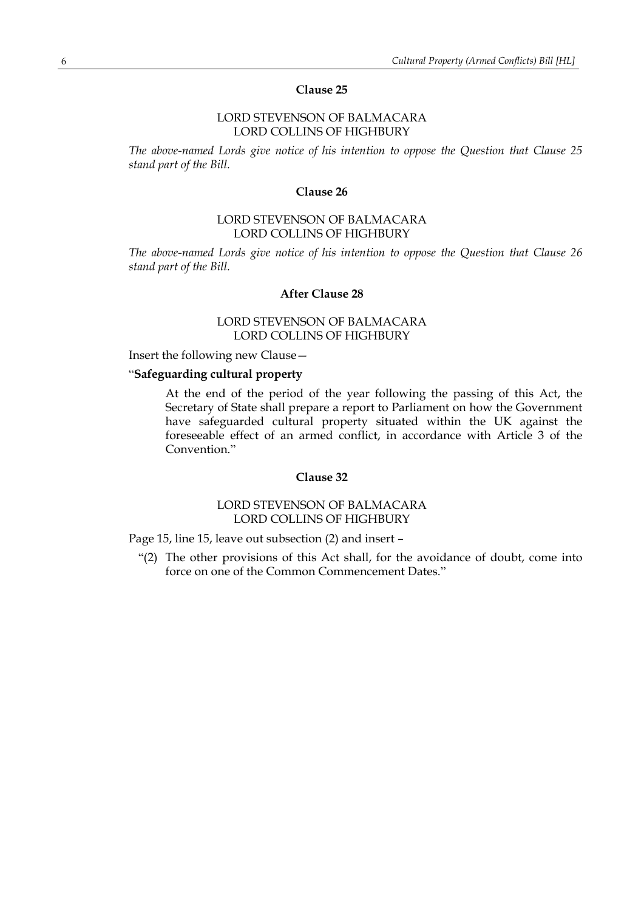### Clause 25

LORD STEVENSON OF BALMACARA
LORD COLLINS OF HIGHBURY

*The above-named Lords give notice of his intention to oppose the Question that Clause 25 stand part of the Bill.*

### Clause 26

LORD STEVENSON OF BALMACARA
LORD COLLINS OF HIGHBURY

*The above-named Lords give notice of his intention to oppose the Question that Clause 26 stand part of the Bill.*

### After Clause 28

LORD STEVENSON OF BALMACARA
LORD COLLINS OF HIGHBURY

Insert the following new Clause—

"**Safeguarding cultural property**

At the end of the period of the year following the passing of this Act, the Secretary of State shall prepare a report to Parliament on how the Government have safeguarded cultural property situated within the UK against the foreseeable effect of an armed conflict, in accordance with Article 3 of the Convention."

### Clause 32

LORD STEVENSON OF BALMACARA
LORD COLLINS OF HIGHBURY

Page 15, line 15, leave out subsection (2) and insert –

"(2) The other provisions of this Act shall, for the avoidance of doubt, come into force on one of the Common Commencement Dates."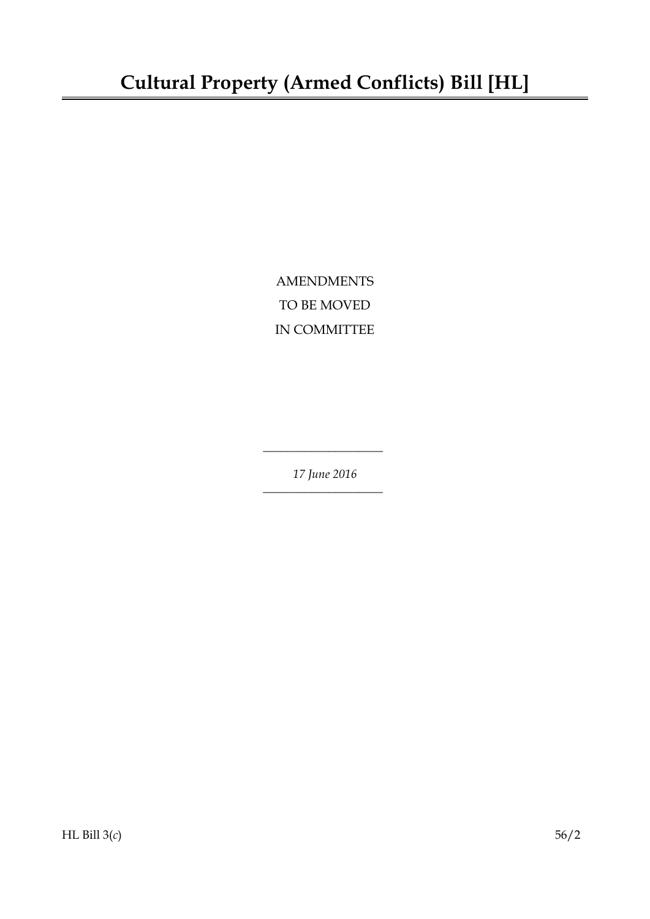# Cultural Property (Armed Conflicts) Bill [HL]

AMENDMENTS

TO BE MOVED

IN COMMITTEE

---

*17 June 2016*

---

HL Bill 3(*c*)

56/2